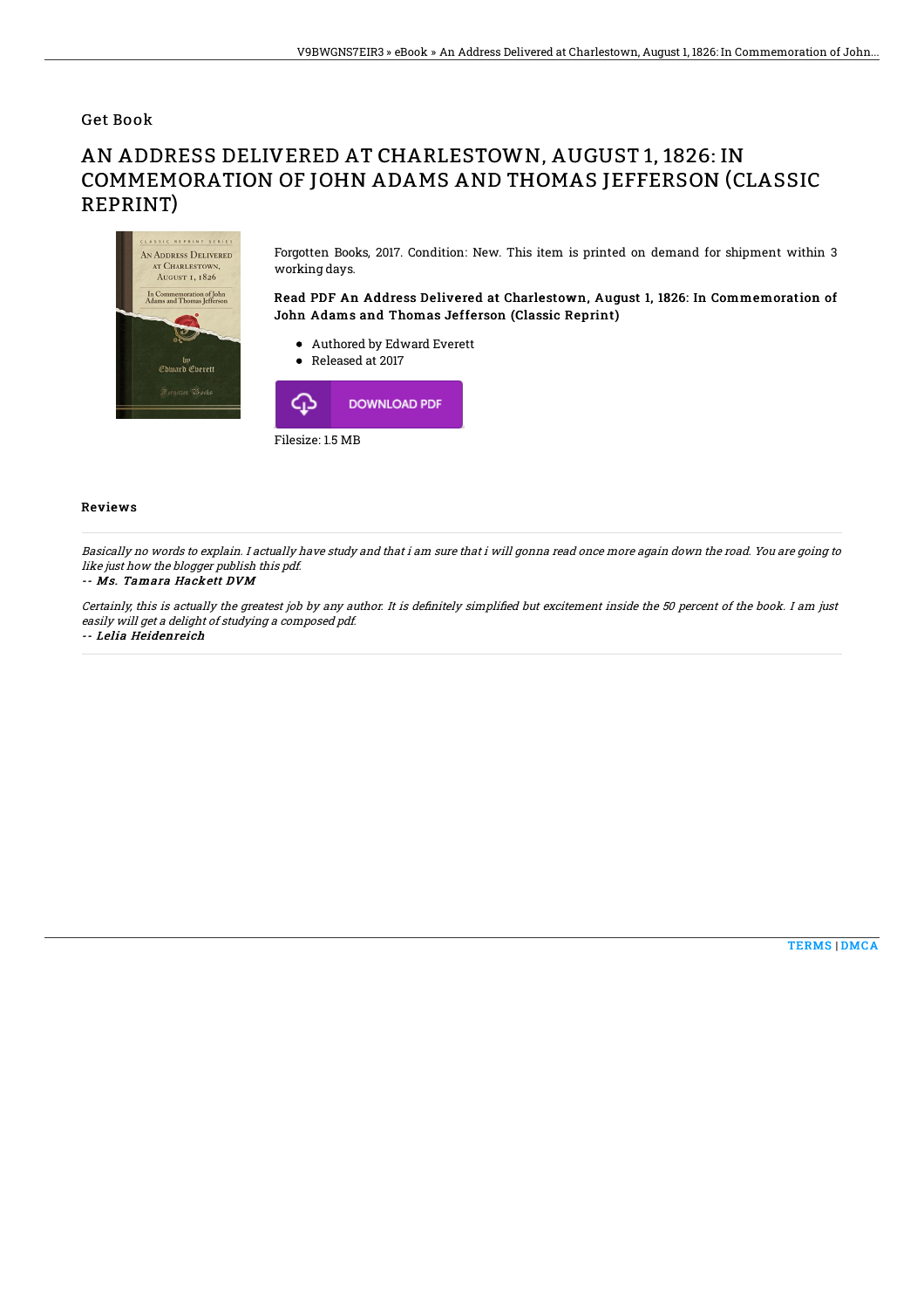Get Book

# AN ADDRESS DELIVERED AT CHARLESTOWN, AUGUST 1, 1826: IN COMMEMORATION OF JOHN ADAMS AND THOMAS JEFFERSON (CLASSIC REPRINT)

Forgotten Books, 2017. Condition: New. This item is printed on demand for shipment within 3 working days.

**Read PDF An Address Delivered at Charlestown, August 1, 1826: In Commemoration of John Adams and Thomas Jefferson (Classic Reprint)**

- Authored by Edward Everett
- Released at 2017

DOWNLOAD PDF

Filesize: 1.5 MB

## Reviews

*Basically no words to explain. I actually have study and that i am sure that i will gonna read once more again down the road. You are going to like just how the blogger publish this pdf.*

*-- Ms. Tamara Hackett DVM*

*Certainly, this is actually the greatest job by any author. It is definitely simplified but excitement inside the 50 percent of the book. I am just easily will get a delight of studying a composed pdf.*

*-- Lelia Heidenreich*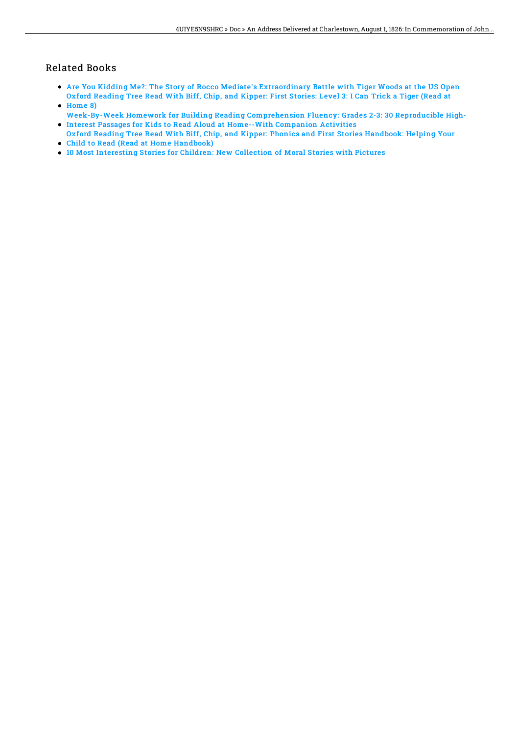## Related Books

- Are You Kidding Me?: The Story of Rocco Mediate's Extraordinary Battle with Tiger Woods at the US Open
- Oxford Reading Tree Read With Biff, Chip, and Kipper: First Stories: Level 3: I Can Trick a Tiger (Read at Home 8)
- Week-By-Week Homework for Building Reading Comprehension Fluency: Grades 2-3: 30 Reproducible High-Interest Passages for Kids to Read Aloud at Home--With Companion Activities
- Oxford Reading Tree Read With Biff, Chip, and Kipper: Phonics and First Stories Handbook: Helping Your Child to Read (Read at Home Handbook)
- 10 Most Interesting Stories for Children: New Collection of Moral Stories with Pictures